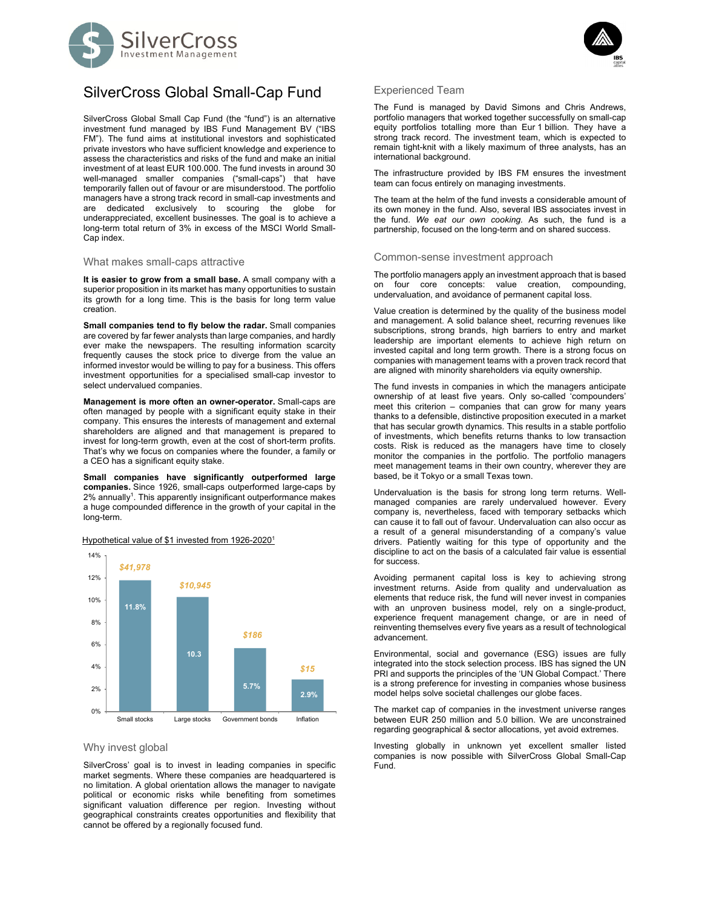# SilverCross Global Small-Cap Fund

SilverCross Global Small Cap Fund (the "fund") is an alternative investment fund managed by IBS Fund Management BV ("IBS FM"). The fund aims at institutional investors and sophisticated private investors who have sufficient knowledge and experience to assess the characteristics and risks of the fund and make an initial investment of at least EUR 100.000. The fund invests in around 30 well-managed smaller companies ("small-caps") that have temporarily fallen out of favour or are misunderstood. The portfolio managers have a strong track record in small-cap investments and are dedicated exclusively to scouring the globe for underappreciated, excellent businesses. The goal is to achieve a long-term total return of 3% in excess of the MSCI World Small-Cap index.

## What makes small-caps attractive

**It is easier to grow from a small base.** A small company with a superior proposition in its market has many opportunities to sustain its growth for a long time. This is the basis for long term value creation.

**Small companies tend to fly below the radar.** Small companies are covered by far fewer analysts than large companies, and hardly ever make the newspapers. The resulting information scarcity frequently causes the stock price to diverge from the value an informed investor would be willing to pay for a business. This offers investment opportunities for a specialised small-cap investor to select undervalued companies.

**Management is more often an owner-operator.** Small-caps are often managed by people with a significant equity stake in their company. This ensures the interests of management and external shareholders are aligned and that management is prepared to invest for long-term growth, even at the cost of short-term profits. That's why we focus on companies where the founder, a family or a CEO has a significant equity stake.

**Small companies have significantly outperformed large companies.** Since 1926, small-caps outperformed large-caps by 2% annually[1]. This apparently insignificant outperformance makes a huge compounded difference in the growth of your capital in the long-term.

Hypothetical value of $1 invested from 1926-2020[1]

| | Small stocks | Large stocks | Government bonds | Inflation |
|---|---|---|---|---|
| Annual return | 11.8% | 10.3 | 5.7% | 2.9% |
| Value of $1 | $41,978 | $10,945 | $186 | $15 |

## Why invest global

SilverCross' goal is to invest in leading companies in specific market segments. Where these companies are headquartered is no limitation. A global orientation allows the manager to navigate political or economic risks while benefiting from sometimes significant valuation difference per region. Investing without geographical constraints creates opportunities and flexibility that cannot be offered by a regionally focused fund.

## Experienced Team

The Fund is managed by David Simons and Chris Andrews, portfolio managers that worked together successfully on small-cap equity portfolios totalling more than Eur 1 billion. They have a strong track record. The investment team, which is expected to remain tight-knit with a likely maximum of three analysts, has an international background.

The infrastructure provided by IBS FM ensures the investment team can focus entirely on managing investments.

The team at the helm of the fund invests a considerable amount of its own money in the fund. Also, several IBS associates invest in the fund. *We eat our own cooking.* As such, the fund is a partnership, focused on the long-term and on shared success.

## Common-sense investment approach

The portfolio managers apply an investment approach that is based on four core concepts: value creation, compounding, undervaluation, and avoidance of permanent capital loss.

Value creation is determined by the quality of the business model and management. A solid balance sheet, recurring revenues like subscriptions, strong brands, high barriers to entry and market leadership are important elements to achieve high return on invested capital and long term growth. There is a strong focus on companies with management teams with a proven track record that are aligned with minority shareholders via equity ownership.

The fund invests in companies in which the managers anticipate ownership of at least five years. Only so-called 'compounders' meet this criterion – companies that can grow for many years thanks to a defensible, distinctive proposition executed in a market that has secular growth dynamics. This results in a stable portfolio of investments, which benefits returns thanks to low transaction costs. Risk is reduced as the managers have time to closely monitor the companies in the portfolio. The portfolio managers meet management teams in their own country, wherever they are based, be it Tokyo or a small Texas town.

Undervaluation is the basis for strong long term returns. Well-managed companies are rarely undervalued however. Every company is, nevertheless, faced with temporary setbacks which can cause it to fall out of favour. Undervaluation can also occur as a result of a general misunderstanding of a company's value drivers. Patiently waiting for this type of opportunity and the discipline to act on the basis of a calculated fair value is essential for success.

Avoiding permanent capital loss is key to achieving strong investment returns. Aside from quality and undervaluation as elements that reduce risk, the fund will never invest in companies with an unproven business model, rely on a single-product, experience frequent management change, or are in need of reinventing themselves every five years as a result of technological advancement.

Environmental, social and governance (ESG) issues are fully integrated into the stock selection process. IBS has signed the UN PRI and supports the principles of the 'UN Global Compact.' There is a strong preference for investing in companies whose business model helps solve societal challenges our globe faces.

The market cap of companies in the investment universe ranges between EUR 250 million and 5.0 billion. We are unconstrained regarding geographical & sector allocations, yet avoid extremes.

Investing globally in unknown yet excellent smaller listed companies is now possible with SilverCross Global Small-Cap Fund.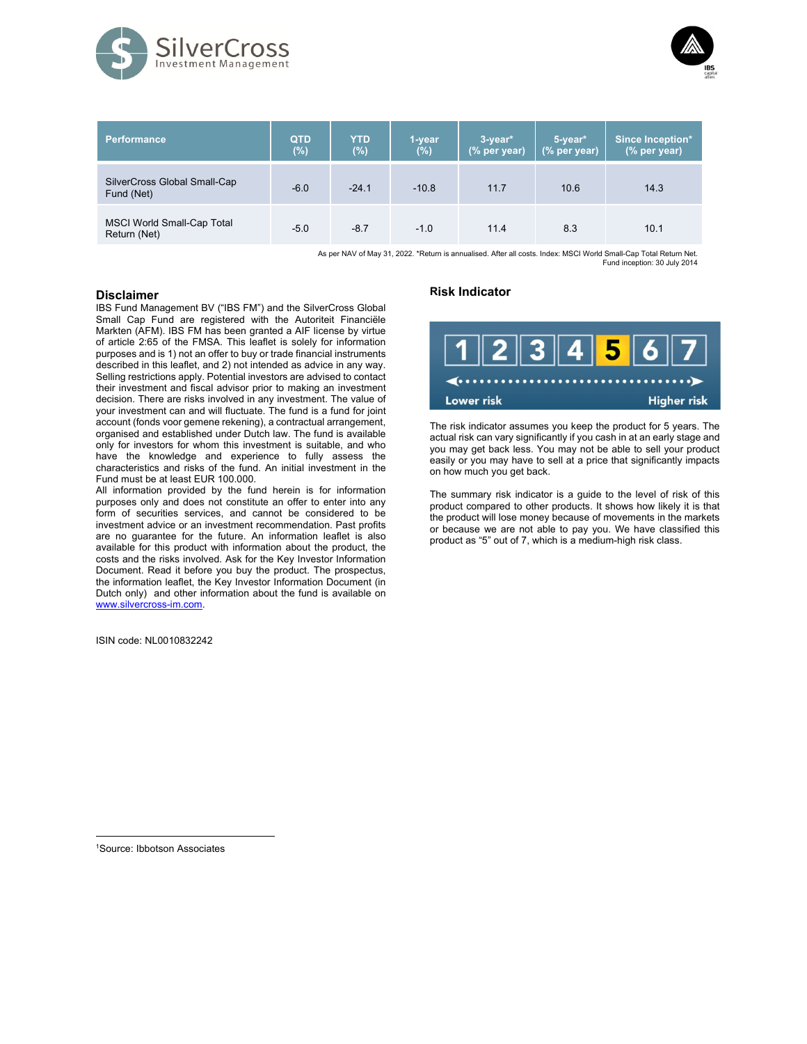| Performance | QTD (%) | YTD (%) | 1-year (%) | 3-year* (% per year) | 5-year* (% per year) | Since Inception* (% per year) |
|---|---|---|---|---|---|---|
| SilverCross Global Small-Cap Fund (Net) | -6.0 | -24.1 | -10.8 | 11.7 | 10.6 | 14.3 |
| MSCI World Small-Cap Total Return (Net) | -5.0 | -8.7 | -1.0 | 11.4 | 8.3 | 10.1 |

As per NAV of May 31, 2022. *Return is annualised. After all costs. Index: MSCI World Small-Cap Total Return Net.
Fund inception: 30 July 2014

## Disclaimer

IBS Fund Management BV ("IBS FM") and the SilverCross Global Small Cap Fund are registered with the Autoriteit Financiële Markten (AFM). IBS FM has been granted a AIF license by virtue of article 2:65 of the FMSA. This leaflet is solely for information purposes and is 1) not an offer to buy or trade financial instruments described in this leaflet, and 2) not intended as advice in any way. Selling restrictions apply. Potential investors are advised to contact their investment and fiscal advisor prior to making an investment decision. There are risks involved in any investment. The value of your investment can and will fluctuate. The fund is a fund for joint account (fonds voor gemene rekening), a contractual arrangement, organised and established under Dutch law. The fund is available only for investors for whom this investment is suitable, and who have the knowledge and experience to fully assess the characteristics and risks of the fund. An initial investment in the Fund must be at least EUR 100.000.
All information provided by the fund herein is for information purposes only and does not constitute an offer to enter into any form of securities services, and cannot be considered to be investment advice or an investment recommendation. Past profits are no guarantee for the future. An information leaflet is also available for this product with information about the product, the costs and the risks involved. Ask for the Key Investor Information Document. Read it before you buy the product. The prospectus, the information leaflet, the Key Investor Information Document (in Dutch only) and other information about the fund is available on www.silvercross-im.com.

ISIN code: NL0010832242

## Risk Indicator

1 2 3 4 **5** 6 7

Lower risk — Higher risk

The risk indicator assumes you keep the product for 5 years. The actual risk can vary significantly if you cash in at an early stage and you may get back less. You may not be able to sell your product easily or you may have to sell at a price that significantly impacts on how much you get back.

The summary risk indicator is a guide to the level of risk of this product compared to other products. It shows how likely it is that the product will lose money because of movements in the markets or because we are not able to pay you. We have classified this product as "5" out of 7, which is a medium-high risk class.

[1]Source: Ibbotson Associates